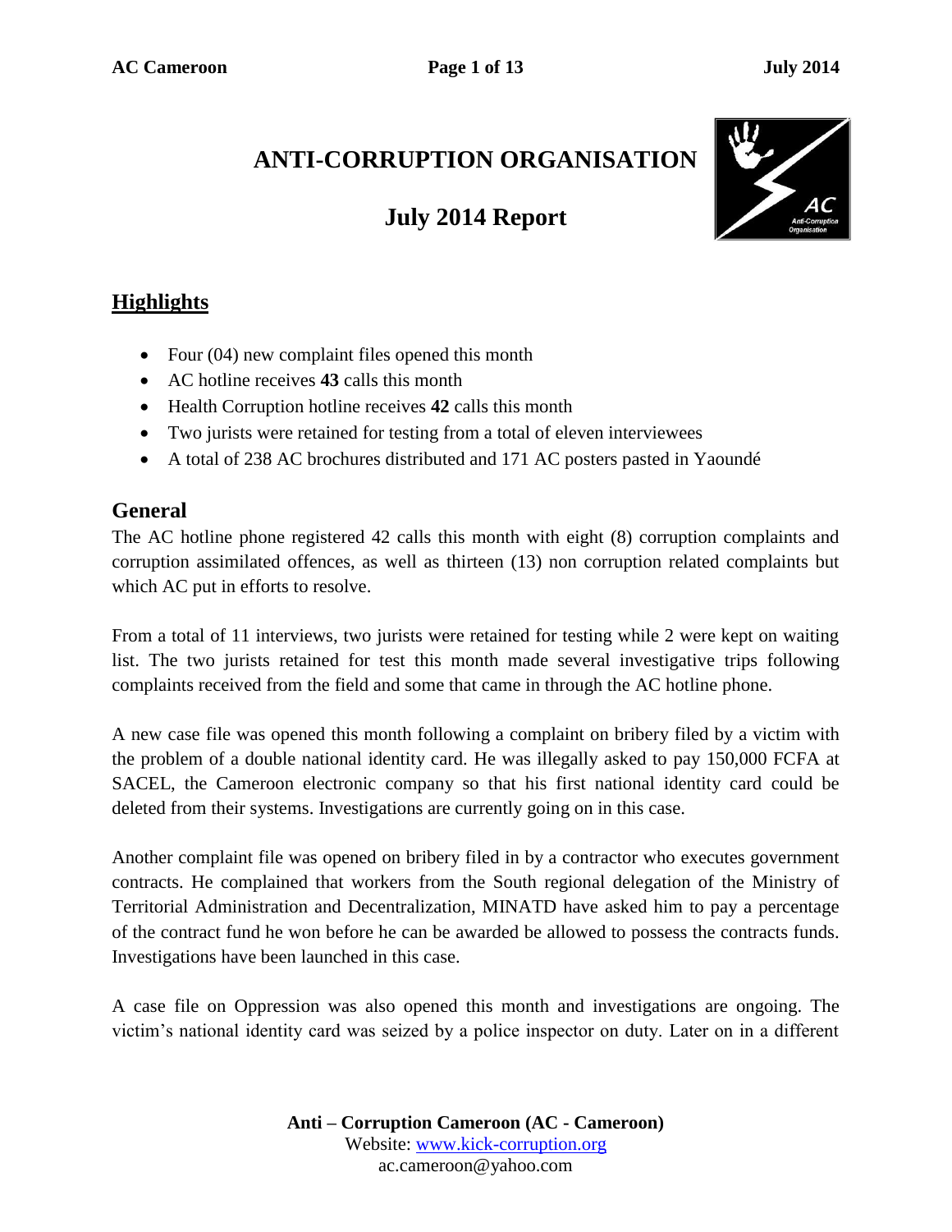# ANTI-CORRUPTION ORGANISATION

## July 2014 Report

## Highlights

- Four (04) new complaint files opened this month
- AC hotline receives **43** calls this month
- Health Corruption hotline receives **42** calls this month
- Two jurists were retained for testing from a total of eleven interviewees
- A total of 238 AC brochures distributed and 171 AC posters pasted in Yaoundé

## General

The AC hotline phone registered 42 calls this month with eight (8) corruption complaints and corruption assimilated offences, as well as thirteen (13) non corruption related complaints but which AC put in efforts to resolve.

From a total of 11 interviews, two jurists were retained for testing while 2 were kept on waiting list. The two jurists retained for test this month made several investigative trips following complaints received from the field and some that came in through the AC hotline phone.

A new case file was opened this month following a complaint on bribery filed by a victim with the problem of a double national identity card. He was illegally asked to pay 150,000 FCFA at SACEL, the Cameroon electronic company so that his first national identity card could be deleted from their systems. Investigations are currently going on in this case.

Another complaint file was opened on bribery filed in by a contractor who executes government contracts. He complained that workers from the South regional delegation of the Ministry of Territorial Administration and Decentralization, MINATD have asked him to pay a percentage of the contract fund he won before he can be awarded be allowed to possess the contracts funds. Investigations have been launched in this case.

A case file on Oppression was also opened this month and investigations are ongoing. The victim's national identity card was seized by a police inspector on duty. Later on in a different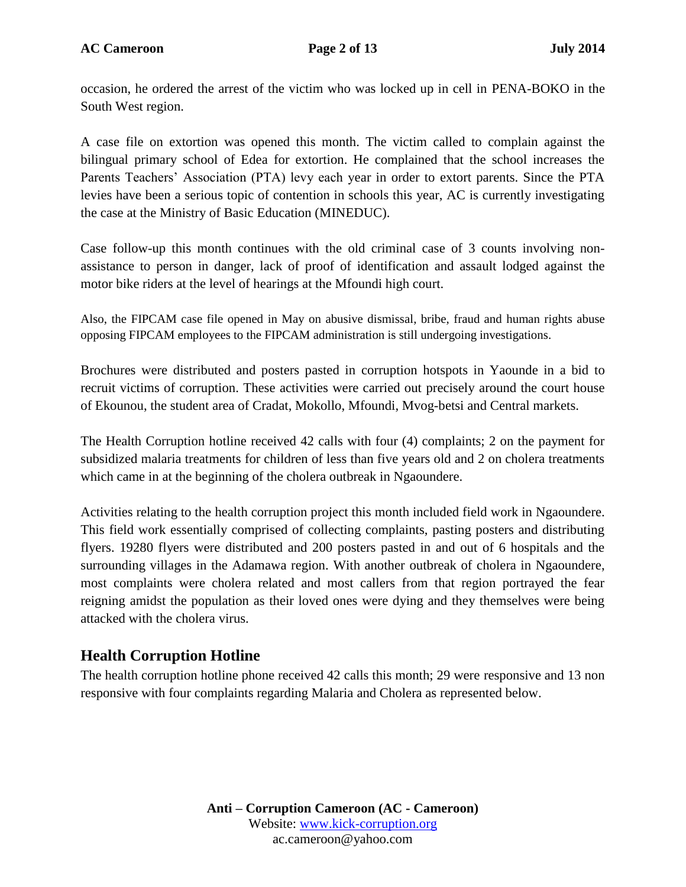occasion, he ordered the arrest of the victim who was locked up in cell in PENA-BOKO in the South West region.

A case file on extortion was opened this month. The victim called to complain against the bilingual primary school of Edea for extortion. He complained that the school increases the Parents Teachers' Association (PTA) levy each year in order to extort parents. Since the PTA levies have been a serious topic of contention in schools this year, AC is currently investigating the case at the Ministry of Basic Education (MINEDUC).

Case follow-up this month continues with the old criminal case of 3 counts involving non-assistance to person in danger, lack of proof of identification and assault lodged against the motor bike riders at the level of hearings at the Mfoundi high court.

Also, the FIPCAM case file opened in May on abusive dismissal, bribe, fraud and human rights abuse opposing FIPCAM employees to the FIPCAM administration is still undergoing investigations.

Brochures were distributed and posters pasted in corruption hotspots in Yaounde in a bid to recruit victims of corruption. These activities were carried out precisely around the court house of Ekounou, the student area of Cradat, Mokollo, Mfoundi, Mvog-betsi and Central markets.

The Health Corruption hotline received 42 calls with four (4) complaints; 2 on the payment for subsidized malaria treatments for children of less than five years old and 2 on cholera treatments which came in at the beginning of the cholera outbreak in Ngaoundere.

Activities relating to the health corruption project this month included field work in Ngaoundere. This field work essentially comprised of collecting complaints, pasting posters and distributing flyers. 19280 flyers were distributed and 200 posters pasted in and out of 6 hospitals and the surrounding villages in the Adamawa region. With another outbreak of cholera in Ngaoundere, most complaints were cholera related and most callers from that region portrayed the fear reigning amidst the population as their loved ones were dying and they themselves were being attacked with the cholera virus.

## Health Corruption Hotline

The health corruption hotline phone received 42 calls this month; 29 were responsive and 13 non responsive with four complaints regarding Malaria and Cholera as represented below.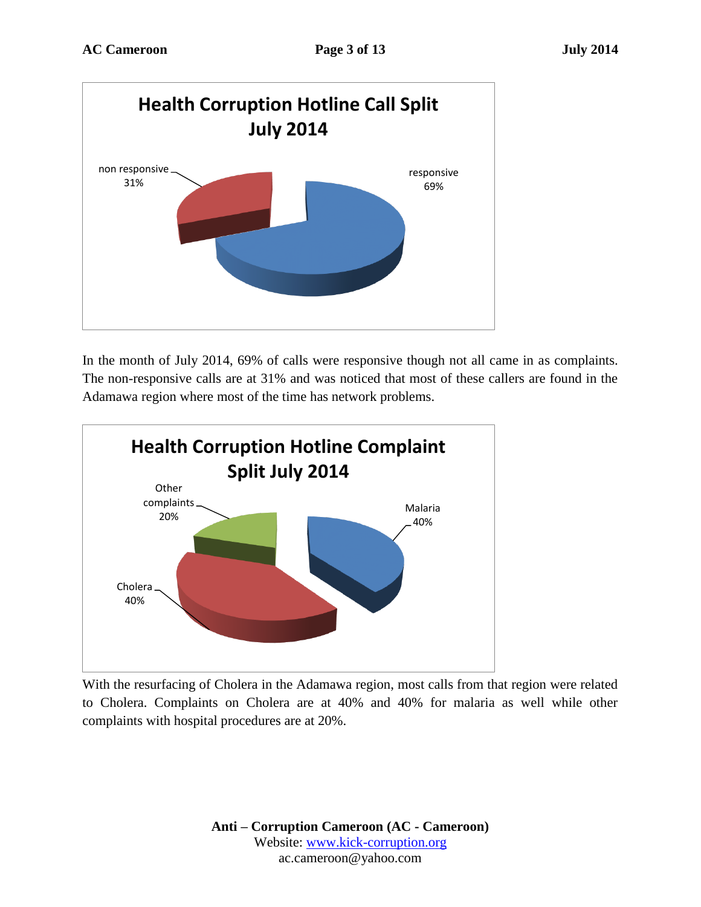**Health Corruption Hotline Call Split July 2014**

non responsive 31%

responsive 69%

In the month of July 2014, 69% of calls were responsive though not all came in as complaints. The non-responsive calls are at 31% and was noticed that most of these callers are found in the Adamawa region where most of the time has network problems.

**Health Corruption Hotline Complaint Split July 2014**

Other complaints 20%

Malaria 40%

Cholera 40%

With the resurfacing of Cholera in the Adamawa region, most calls from that region were related to Cholera. Complaints on Cholera are at 40% and 40% for malaria as well while other complaints with hospital procedures are at 20%.

**Anti – Corruption Cameroon (AC - Cameroon)**
Website: www.kick-corruption.org
ac.cameroon@yahoo.com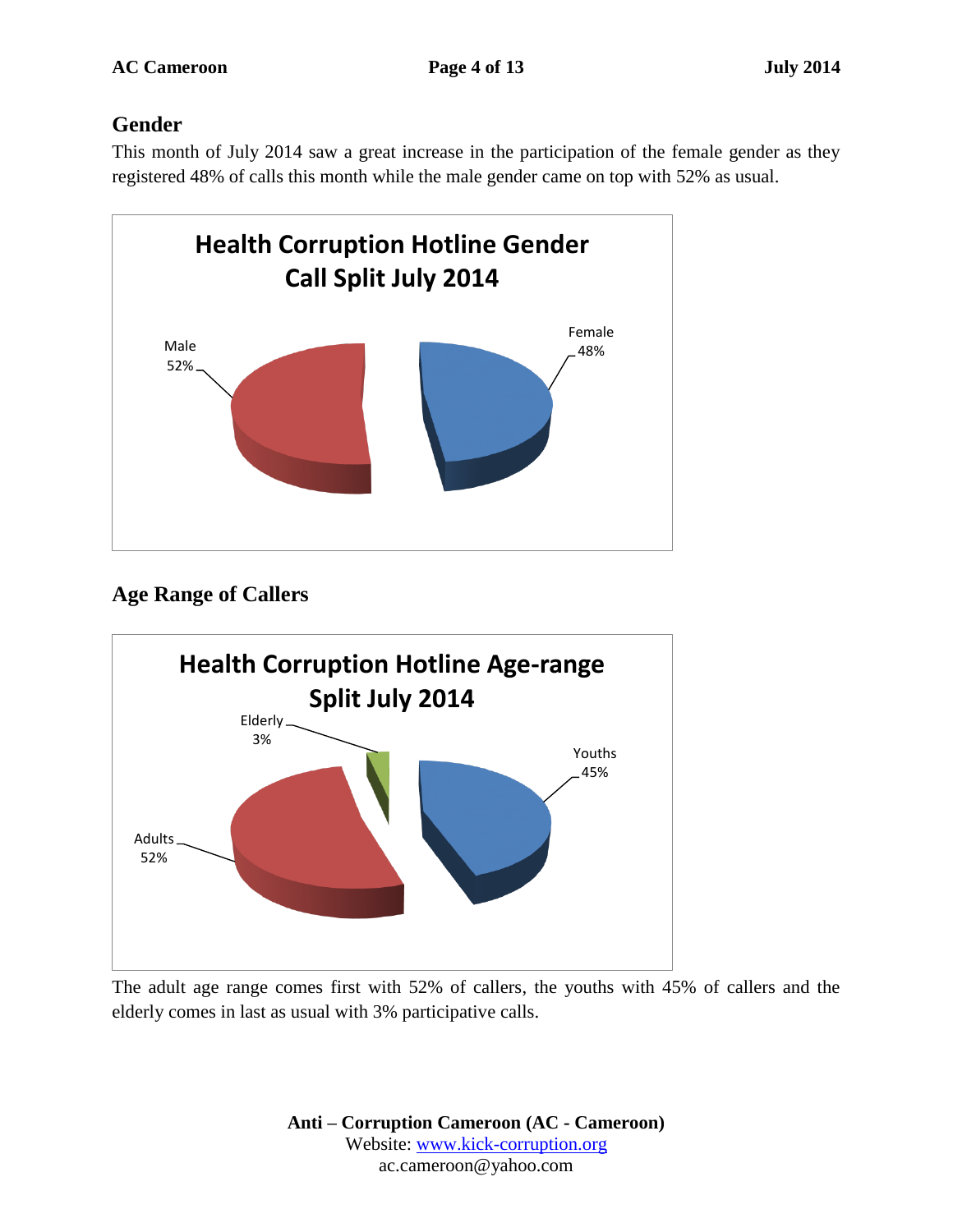## Gender

This month of July 2014 saw a great increase in the participation of the female gender as they registered 48% of calls this month while the male gender came on top with 52% as usual.

**Health Corruption Hotline Gender Call Split July 2014**

Male 52%

Female 48%

## Age Range of Callers

**Health Corruption Hotline Age-range Split July 2014**

Elderly 3%

Youths 45%

Adults 52%

The adult age range comes first with 52% of callers, the youths with 45% of callers and the elderly comes in last as usual with 3% participative calls.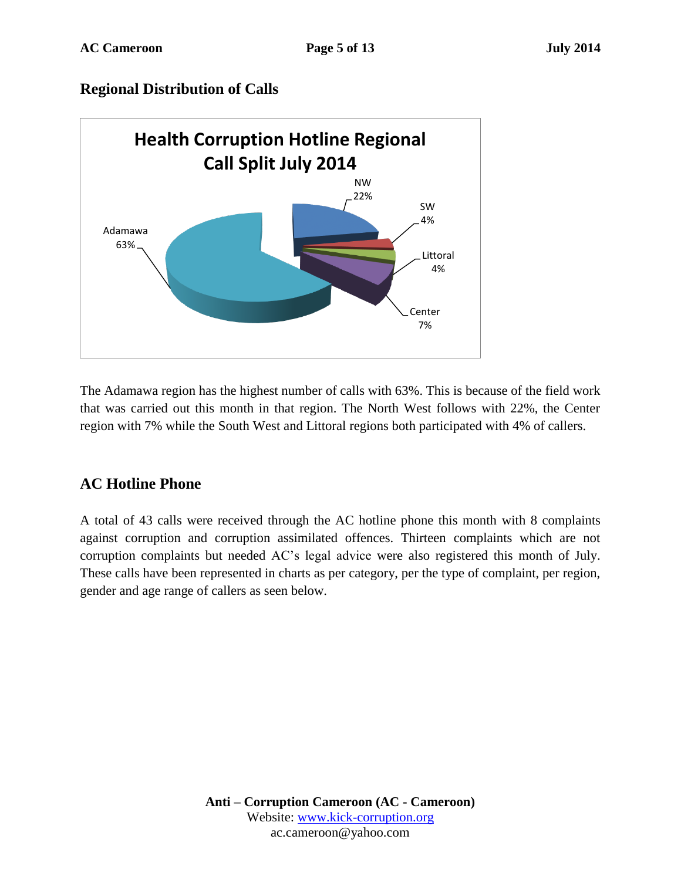## Regional Distribution of Calls

**Health Corruption Hotline Regional Call Split July 2014**

| Region | Percentage |
|---|---|
| Adamawa | 63% |
| NW | 22% |
| SW | 4% |
| Littoral | 4% |
| Center | 7% |

The Adamawa region has the highest number of calls with 63%. This is because of the field work that was carried out this month in that region. The North West follows with 22%, the Center region with 7% while the South West and Littoral regions both participated with 4% of callers.

## AC Hotline Phone

A total of 43 calls were received through the AC hotline phone this month with 8 complaints against corruption and corruption assimilated offences. Thirteen complaints which are not corruption complaints but needed AC's legal advice were also registered this month of July. These calls have been represented in charts as per category, per the type of complaint, per region, gender and age range of callers as seen below.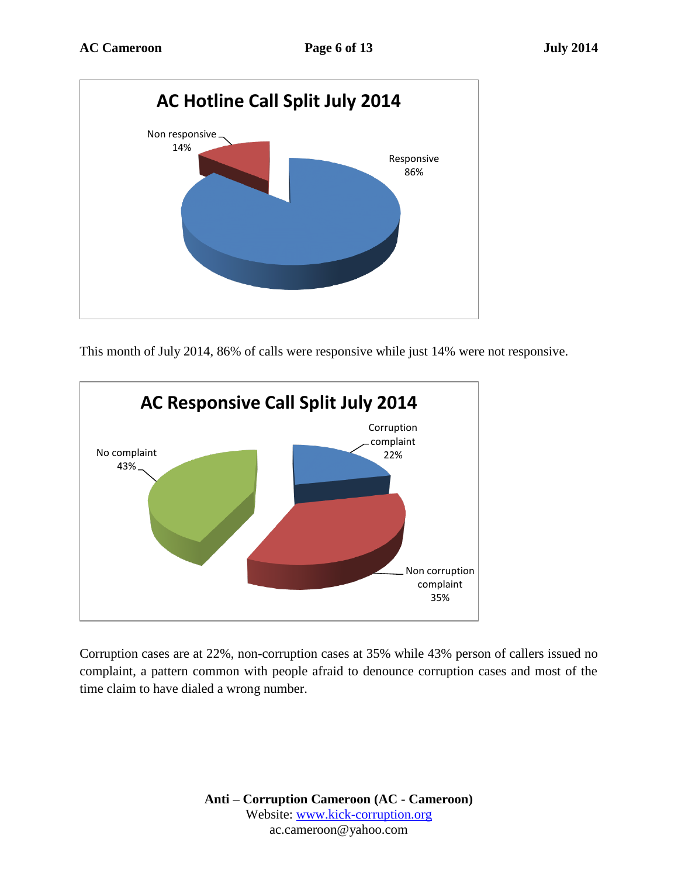**AC Hotline Call Split July 2014**

- Non responsive 14%
- Responsive 86%

This month of July 2014, 86% of calls were responsive while just 14% were not responsive.

**AC Responsive Call Split July 2014**

- Corruption complaint 22%
- Non corruption complaint 35%
- No complaint 43%

Corruption cases are at 22%, non-corruption cases at 35% while 43% person of callers issued no complaint, a pattern common with people afraid to denounce corruption cases and most of the time claim to have dialed a wrong number.

**Anti – Corruption Cameroon (AC - Cameroon)**
Website: www.kick-corruption.org
ac.cameroon@yahoo.com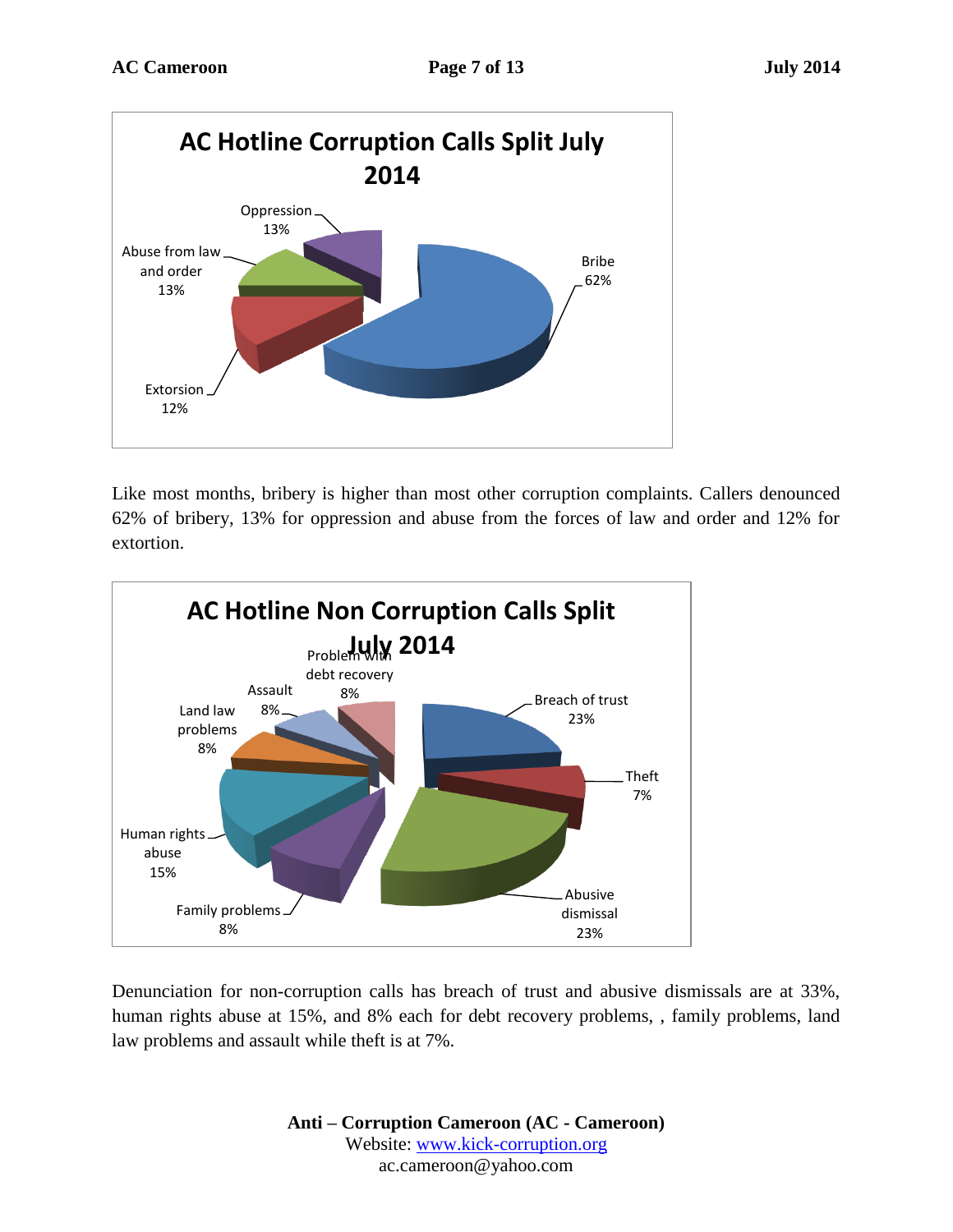**AC Hotline Corruption Calls Split July 2014**

| Category | Share |
|---|---|
| Bribe | 62% |
| Oppression | 13% |
| Abuse from law and order | 13% |
| Extorsion | 12% |

Like most months, bribery is higher than most other corruption complaints. Callers denounced 62% of bribery, 13% for oppression and abuse from the forces of law and order and 12% for extortion.

**AC Hotline Non Corruption Calls Split July 2014**

| Category | Share |
|---|---|
| Breach of trust | 23% |
| Theft | 7% |
| Abusive dismissal | 23% |
| Family problems | 8% |
| Human rights abuse | 15% |
| Land law problems | 8% |
| Assault | 8% |
| Problem with debt recovery | 8% |

Denunciation for non-corruption calls has breach of trust and abusive dismissals are at 33%, human rights abuse at 15%, and 8% each for debt recovery problems, , family problems, land law problems and assault while theft is at 7%.

**Anti – Corruption Cameroon (AC - Cameroon)**
Website: www.kick-corruption.org
ac.cameroon@yahoo.com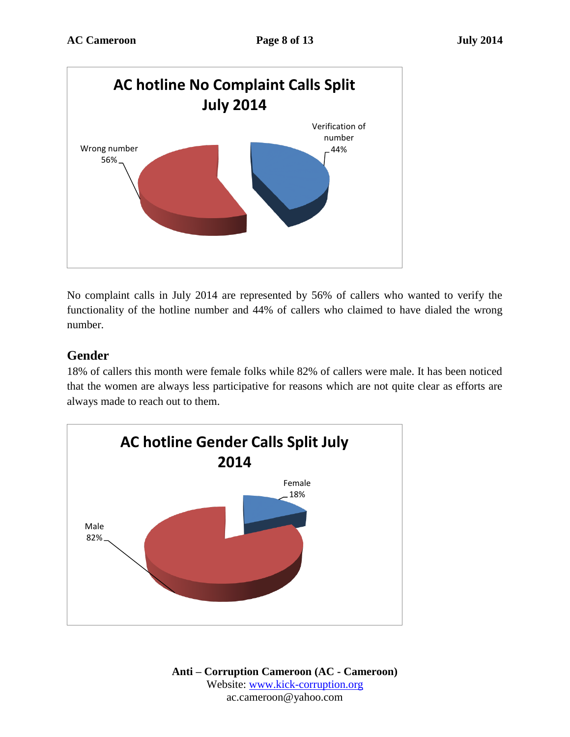**AC hotline No Complaint Calls Split July 2014**

Wrong number 56%

Verification of number 44%

No complaint calls in July 2014 are represented by 56% of callers who wanted to verify the functionality of the hotline number and 44% of callers who claimed to have dialed the wrong number.

## Gender

18% of callers this month were female folks while 82% of callers were male. It has been noticed that the women are always less participative for reasons which are not quite clear as efforts are always made to reach out to them.

**AC hotline Gender Calls Split July 2014**

Female 18%

Male 82%

**Anti – Corruption Cameroon (AC - Cameroon)**
Website: www.kick-corruption.org
ac.cameroon@yahoo.com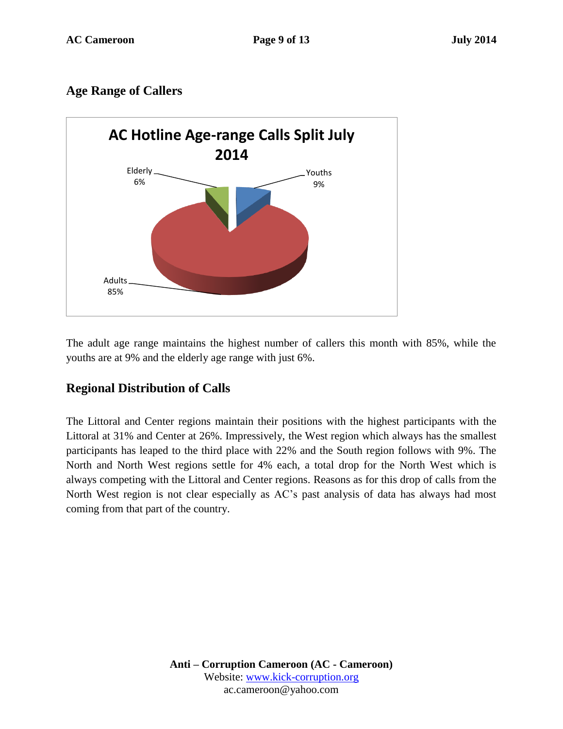## Age Range of Callers

The adult age range maintains the highest number of callers this month with 85%, while the youths are at 9% and the elderly age range with just 6%.

## Regional Distribution of Calls

The Littoral and Center regions maintain their positions with the highest participants with the Littoral at 31% and Center at 26%. Impressively, the West region which always has the smallest participants has leaped to the third place with 22% and the South region follows with 9%. The North and North West regions settle for 4% each, a total drop for the North West which is always competing with the Littoral and Center regions. Reasons as for this drop of calls from the North West region is not clear especially as AC's past analysis of data has always had most coming from that part of the country.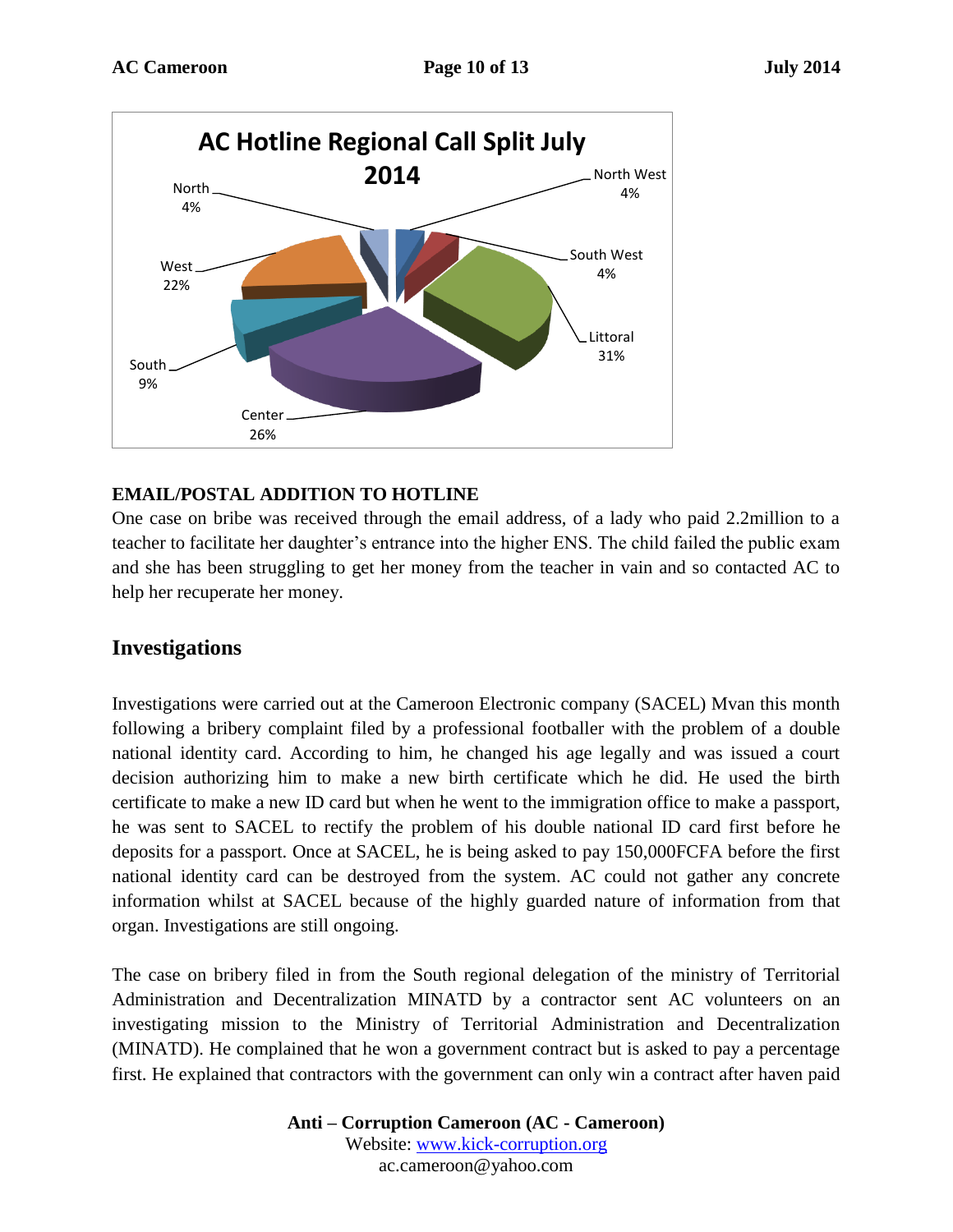**AC Hotline Regional Call Split July 2014**

| Region | Share |
|---|---|
| North West | 4% |
| South West | 4% |
| Littoral | 31% |
| Center | 26% |
| South | 9% |
| West | 22% |
| North | 4% |

**EMAIL/POSTAL ADDITION TO HOTLINE**

One case on bribe was received through the email address, of a lady who paid 2.2million to a teacher to facilitate her daughter's entrance into the higher ENS. The child failed the public exam and she has been struggling to get her money from the teacher in vain and so contacted AC to help her recuperate her money.

## Investigations

Investigations were carried out at the Cameroon Electronic company (SACEL) Mvan this month following a bribery complaint filed by a professional footballer with the problem of a double national identity card. According to him, he changed his age legally and was issued a court decision authorizing him to make a new birth certificate which he did. He used the birth certificate to make a new ID card but when he went to the immigration office to make a passport, he was sent to SACEL to rectify the problem of his double national ID card first before he deposits for a passport. Once at SACEL, he is being asked to pay 150,000FCFA before the first national identity card can be destroyed from the system. AC could not gather any concrete information whilst at SACEL because of the highly guarded nature of information from that organ. Investigations are still ongoing.

The case on bribery filed in from the South regional delegation of the ministry of Territorial Administration and Decentralization MINATD by a contractor sent AC volunteers on an investigating mission to the Ministry of Territorial Administration and Decentralization (MINATD). He complained that he won a government contract but is asked to pay a percentage first. He explained that contractors with the government can only win a contract after haven paid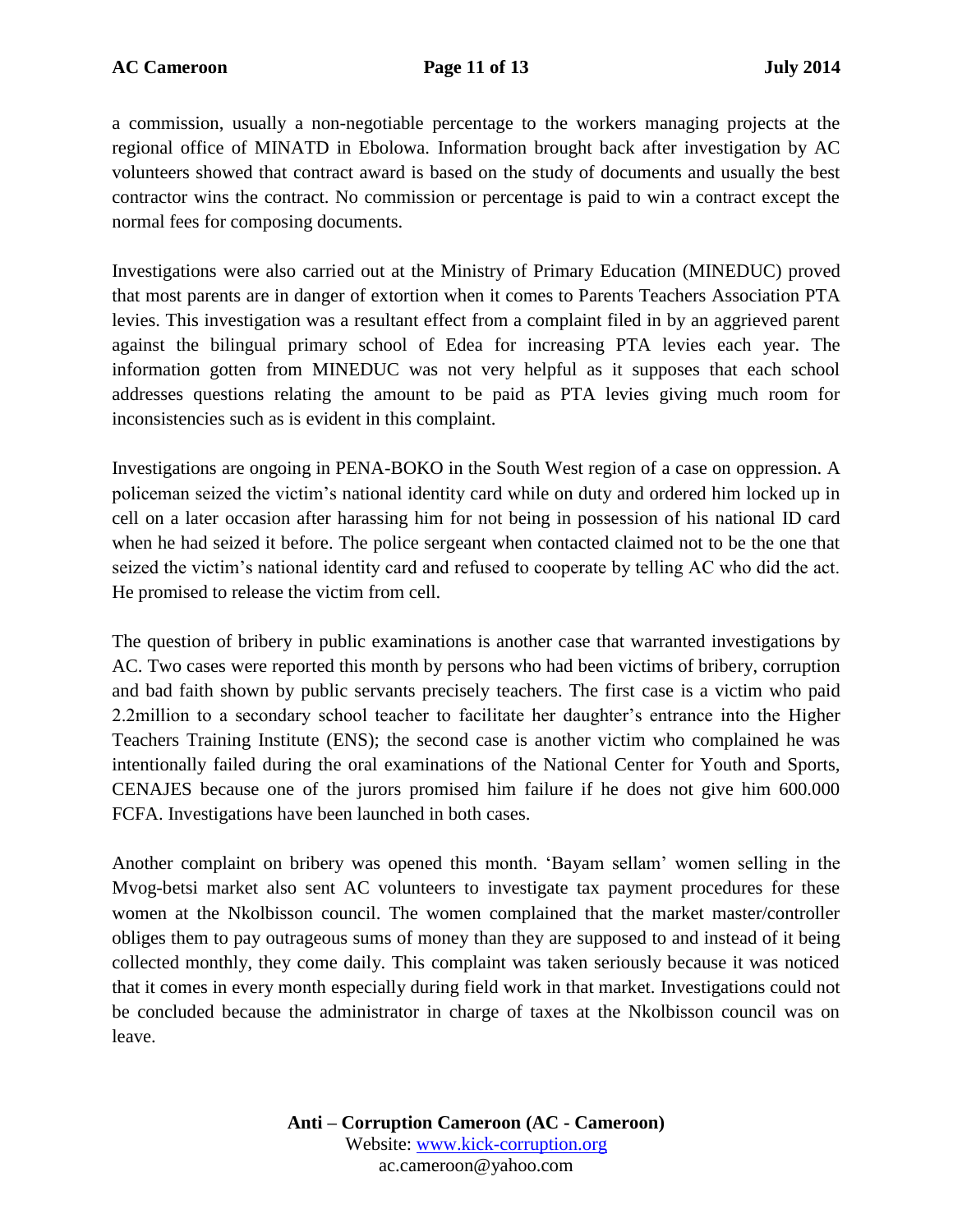a commission, usually a non-negotiable percentage to the workers managing projects at the regional office of MINATD in Ebolowa. Information brought back after investigation by AC volunteers showed that contract award is based on the study of documents and usually the best contractor wins the contract. No commission or percentage is paid to win a contract except the normal fees for composing documents.

Investigations were also carried out at the Ministry of Primary Education (MINEDUC) proved that most parents are in danger of extortion when it comes to Parents Teachers Association PTA levies. This investigation was a resultant effect from a complaint filed in by an aggrieved parent against the bilingual primary school of Edea for increasing PTA levies each year. The information gotten from MINEDUC was not very helpful as it supposes that each school addresses questions relating the amount to be paid as PTA levies giving much room for inconsistencies such as is evident in this complaint.

Investigations are ongoing in PENA-BOKO in the South West region of a case on oppression. A policeman seized the victim's national identity card while on duty and ordered him locked up in cell on a later occasion after harassing him for not being in possession of his national ID card when he had seized it before. The police sergeant when contacted claimed not to be the one that seized the victim's national identity card and refused to cooperate by telling AC who did the act. He promised to release the victim from cell.

The question of bribery in public examinations is another case that warranted investigations by AC. Two cases were reported this month by persons who had been victims of bribery, corruption and bad faith shown by public servants precisely teachers. The first case is a victim who paid 2.2million to a secondary school teacher to facilitate her daughter's entrance into the Higher Teachers Training Institute (ENS); the second case is another victim who complained he was intentionally failed during the oral examinations of the National Center for Youth and Sports, CENAJES because one of the jurors promised him failure if he does not give him 600.000 FCFA. Investigations have been launched in both cases.

Another complaint on bribery was opened this month. 'Bayam sellam' women selling in the Mvog-betsi market also sent AC volunteers to investigate tax payment procedures for these women at the Nkolbisson council. The women complained that the market master/controller obliges them to pay outrageous sums of money than they are supposed to and instead of it being collected monthly, they come daily. This complaint was taken seriously because it was noticed that it comes in every month especially during field work in that market. Investigations could not be concluded because the administrator in charge of taxes at the Nkolbisson council was on leave.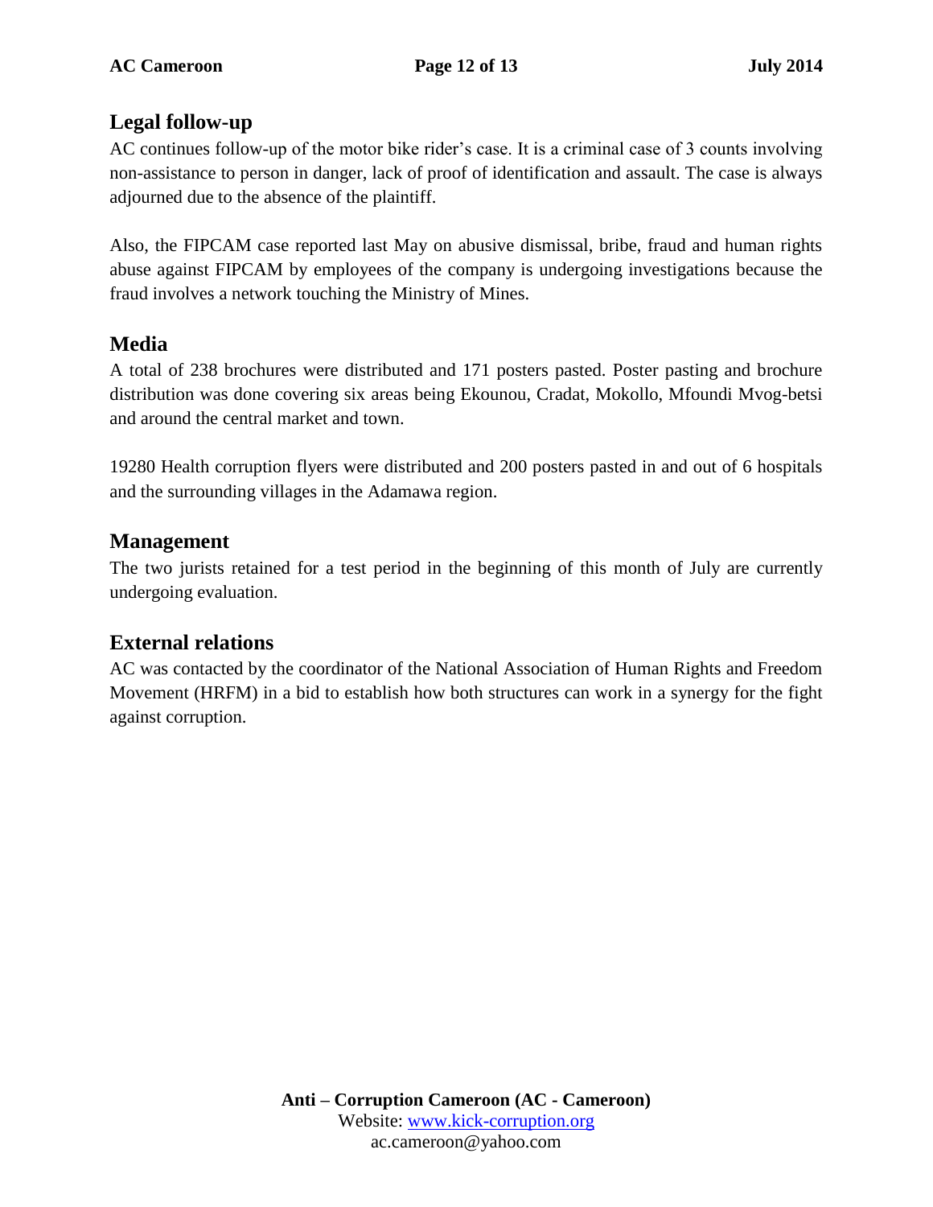## Legal follow-up

AC continues follow-up of the motor bike rider's case. It is a criminal case of 3 counts involving non-assistance to person in danger, lack of proof of identification and assault. The case is always adjourned due to the absence of the plaintiff.

Also, the FIPCAM case reported last May on abusive dismissal, bribe, fraud and human rights abuse against FIPCAM by employees of the company is undergoing investigations because the fraud involves a network touching the Ministry of Mines.

## Media

A total of 238 brochures were distributed and 171 posters pasted. Poster pasting and brochure distribution was done covering six areas being Ekounou, Cradat, Mokollo, Mfoundi Mvog-betsi and around the central market and town.

19280 Health corruption flyers were distributed and 200 posters pasted in and out of 6 hospitals and the surrounding villages in the Adamawa region.

## Management

The two jurists retained for a test period in the beginning of this month of July are currently undergoing evaluation.

## External relations

AC was contacted by the coordinator of the National Association of Human Rights and Freedom Movement (HRFM) in a bid to establish how both structures can work in a synergy for the fight against corruption.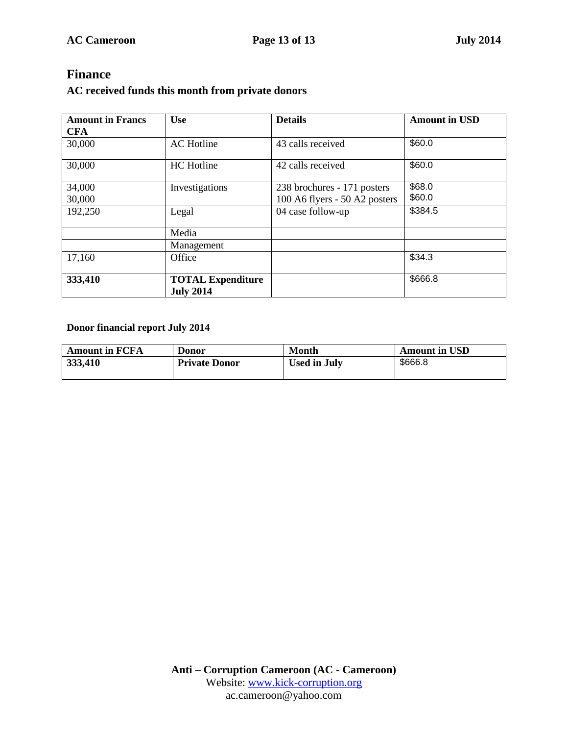## Finance

### AC received funds this month from private donors

| Amount in Francs CFA | Use | Details | Amount in USD |
|---|---|---|---|
| 30,000 | AC Hotline | 43 calls received | $60.0 |
| 30,000 | HC Hotline | 42 calls received | $60.0 |
| 34,000<br>30,000 | Investigations | 238 brochures - 171 posters<br>100 A6 flyers - 50 A2 posters | $68.0<br>$60.0 |
| 192,250 | Legal | 04 case follow-up | $384.5 |
| | Media | | |
| | Management | | |
| 17,160 | Office | | $34.3 |
| **333,410** | **TOTAL Expenditure July 2014** | | $666.8 |

**Donor financial report July 2014**

| Amount in FCFA | Donor | Month | Amount in USD |
|---|---|---|---|
| **333,410** | **Private Donor** | **Used in July** | $666.8 |

**Anti – Corruption Cameroon (AC - Cameroon)**
Website: www.kick-corruption.org
ac.cameroon@yahoo.com